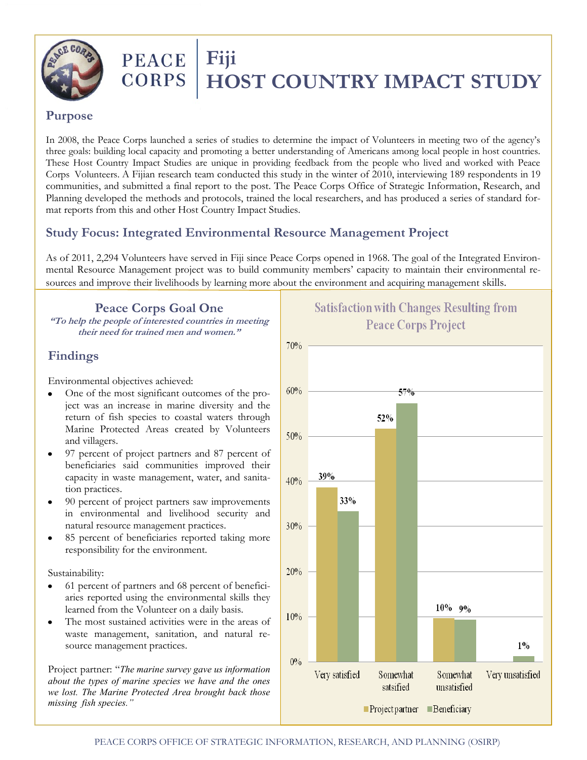# PEACE CORPS | Fiji HOST COUNTRY IMPACT STUDY

## Purpose

In 2008, the Peace Corps launched a series of studies to determine the impact of Volunteers in meeting two of the agency's three goals: building local capacity and promoting a better understanding of Americans among local people in host countries. These Host Country Impact Studies are unique in providing feedback from the people who lived and worked with Peace Corps Volunteers. A Fijian research team conducted this study in the winter of 2010, interviewing 189 respondents in 19 communities, and submitted a final report to the post. The Peace Corps Office of Strategic Information, Research, and Planning developed the methods and protocols, trained the local researchers, and has produced a series of standard format reports from this and other Host Country Impact Studies.

## Study Focus: Integrated Environmental Resource Management Project

As of 2011, 2,294 Volunteers have served in Fiji since Peace Corps opened in 1968. The goal of the Integrated Environmental Resource Management project was to build community members' capacity to maintain their environmental resources and improve their livelihoods by learning more about the environment and acquiring management skills.

### Peace Corps Goal One

***"To help the people of interested countries in meeting their need for trained men and women."***

## Findings

Environmental objectives achieved:

- One of the most significant outcomes of the project was an increase in marine diversity and the return of fish species to coastal waters through Marine Protected Areas created by Volunteers and villagers.
- 97 percent of project partners and 87 percent of beneficiaries said communities improved their capacity in waste management, water, and sanitation practices.
- 90 percent of project partners saw improvements in environmental and livelihood security and natural resource management practices.
- 85 percent of beneficiaries reported taking more responsibility for the environment.

Sustainability:

- 61 percent of partners and 68 percent of beneficiaries reported using the environmental skills they learned from the Volunteer on a daily basis.
- The most sustained activities were in the areas of waste management, sanitation, and natural resource management practices.

Project partner: "*The marine survey gave us information about the types of marine species we have and the ones we lost. The Marine Protected Area brought back those missing fish species.*"

**Satisfaction with Changes Resulting from Peace Corps Project**

| | Very satisfied | Somewhat satsified | Somewhat unsatisfied | Very unsatisfied |
|---|---|---|---|---|
| Project partner | 39% | 52% | 10% | |
| Beneficiary | 33% | 57% | 9% | 1% |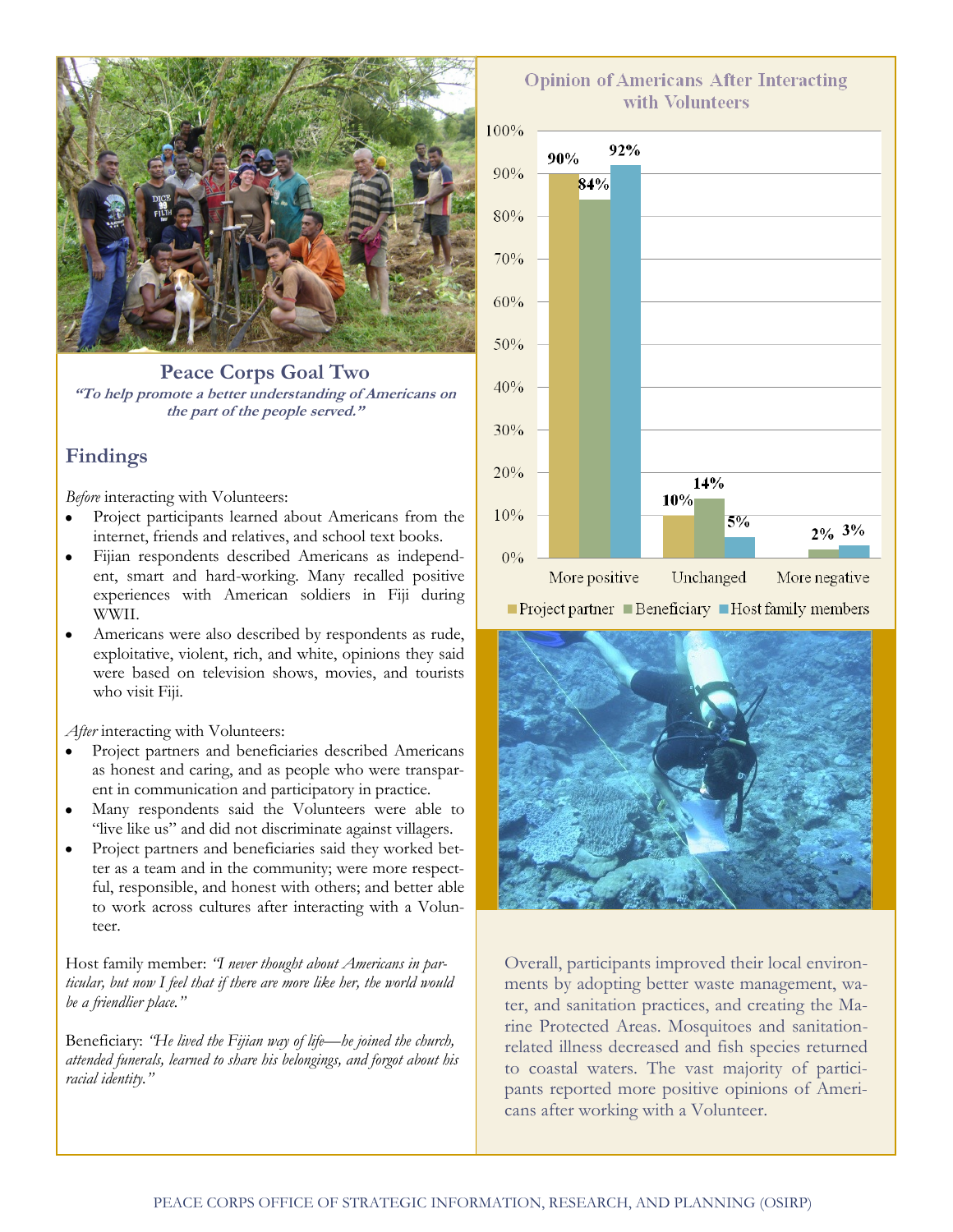## Peace Corps Goal Two

***"To help promote a better understanding of Americans on the part of the people served."***

## Findings

*Before* interacting with Volunteers:

- Project participants learned about Americans from the internet, friends and relatives, and school text books.
- Fijian respondents described Americans as independent, smart and hard-working. Many recalled positive experiences with American soldiers in Fiji during WWII.
- Americans were also described by respondents as rude, exploitative, violent, rich, and white, opinions they said were based on television shows, movies, and tourists who visit Fiji.

*After* interacting with Volunteers:

- Project partners and beneficiaries described Americans as honest and caring, and as people who were transparent in communication and participatory in practice.
- Many respondents said the Volunteers were able to "live like us" and did not discriminate against villagers.
- Project partners and beneficiaries said they worked better as a team and in the community; were more respectful, responsible, and honest with others; and better able to work across cultures after interacting with a Volunteer.

Host family member: *"I never thought about Americans in particular, but now I feel that if there are more like her, the world would be a friendlier place."*

Beneficiary: *"He lived the Fijian way of life—he joined the church, attended funerals, learned to share his belongings, and forgot about his racial identity."*

**Opinion of Americans After Interacting with Volunteers**

100%
90%
80%
70%
60%
50%
40%
30%
20%
10%
0%

More positive: 90%, 84%, 92%
Unchanged: 10%, 14%, 5%
More negative: 2%, 3%

Project partner, Beneficiary, Host family members

Overall, participants improved their local environments by adopting better waste management, water, and sanitation practices, and creating the Marine Protected Areas. Mosquitoes and sanitation-related illness decreased and fish species returned to coastal waters. The vast majority of participants reported more positive opinions of Americans after working with a Volunteer.

PEACE CORPS OFFICE OF STRATEGIC INFORMATION, RESEARCH, AND PLANNING (OSIRP)